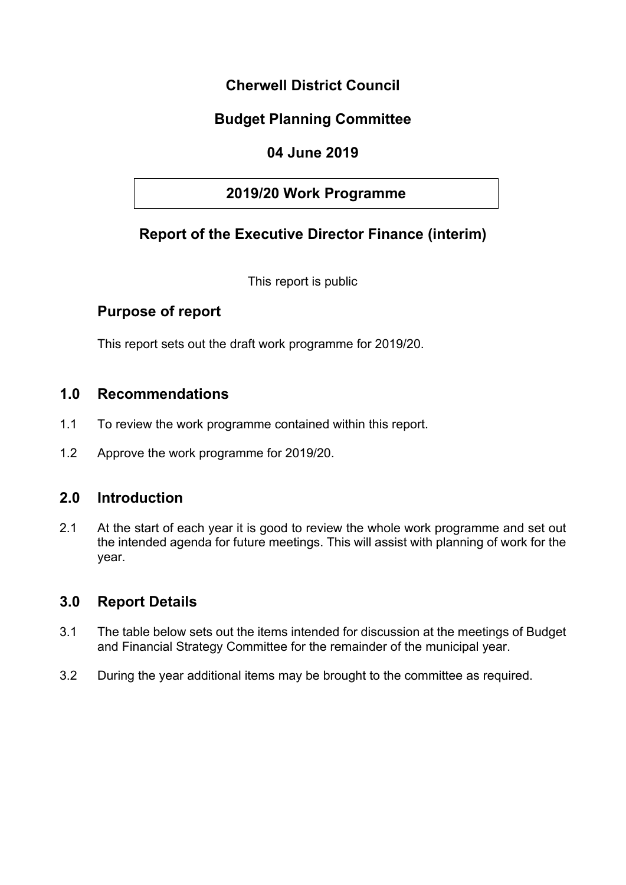# Cherwell District Council

## Budget Planning Committee

## 04 June 2019

## 2019/20 Work Programme

## Report of the Executive Director Finance (interim)

This report is public

### Purpose of report

This report sets out the draft work programme for 2019/20.

## 1.0 Recommendations

1.1 To review the work programme contained within this report.

1.2 Approve the work programme for 2019/20.

## 2.0 Introduction

2.1 At the start of each year it is good to review the whole work programme and set out the intended agenda for future meetings. This will assist with planning of work for the year.

## 3.0 Report Details

3.1 The table below sets out the items intended for discussion at the meetings of Budget and Financial Strategy Committee for the remainder of the municipal year.

3.2 During the year additional items may be brought to the committee as required.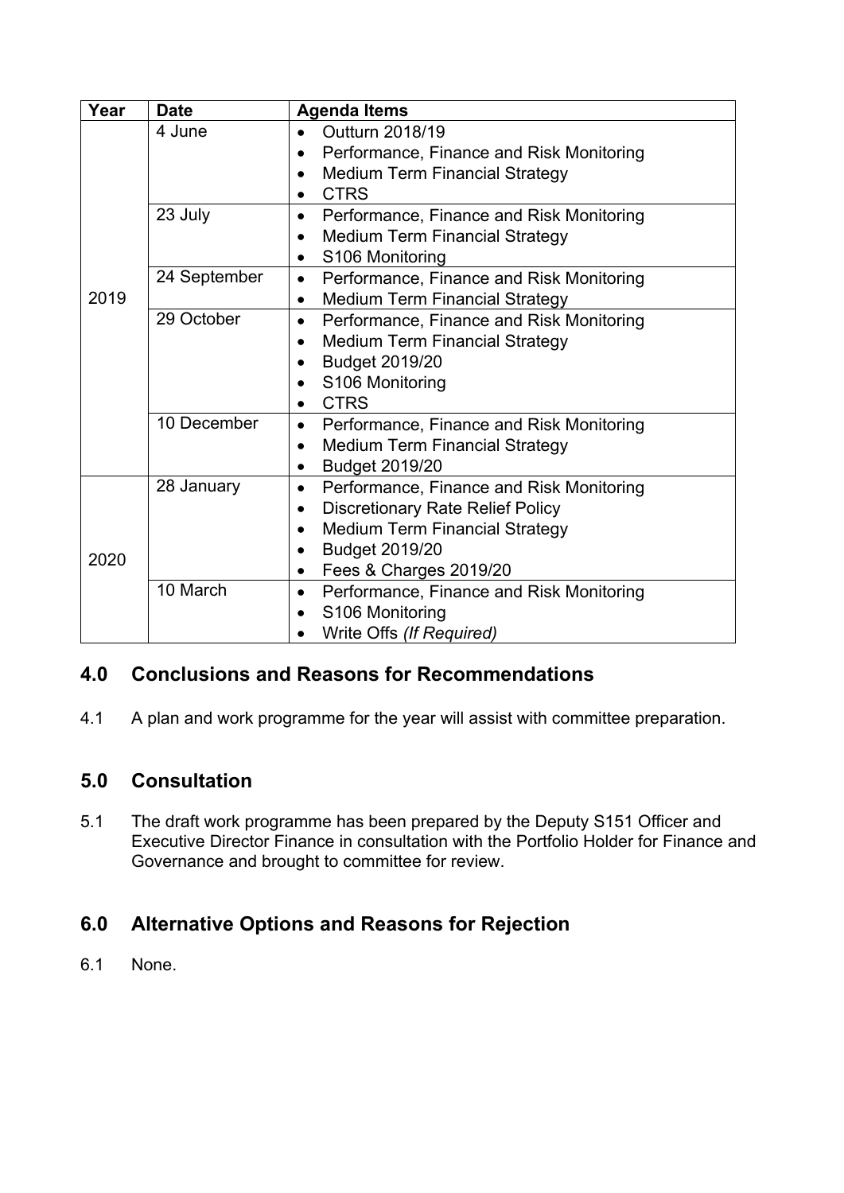| Year | Date | Agenda Items |
|---|---|---|
| 2019 | 4 June | • Outturn 2018/19<br>• Performance, Finance and Risk Monitoring<br>• Medium Term Financial Strategy<br>• CTRS |
| | 23 July | • Performance, Finance and Risk Monitoring<br>• Medium Term Financial Strategy<br>• S106 Monitoring |
| | 24 September | • Performance, Finance and Risk Monitoring<br>• Medium Term Financial Strategy |
| | 29 October | • Performance, Finance and Risk Monitoring<br>• Medium Term Financial Strategy<br>• Budget 2019/20<br>• S106 Monitoring<br>• CTRS |
| | 10 December | • Performance, Finance and Risk Monitoring<br>• Medium Term Financial Strategy<br>• Budget 2019/20 |
| 2020 | 28 January | • Performance, Finance and Risk Monitoring<br>• Discretionary Rate Relief Policy<br>• Medium Term Financial Strategy<br>• Budget 2019/20<br>• Fees & Charges 2019/20 |
| | 10 March | • Performance, Finance and Risk Monitoring<br>• S106 Monitoring<br>• Write Offs *(If Required)* |

## 4.0 Conclusions and Reasons for Recommendations

4.1 A plan and work programme for the year will assist with committee preparation.

## 5.0 Consultation

5.1 The draft work programme has been prepared by the Deputy S151 Officer and Executive Director Finance in consultation with the Portfolio Holder for Finance and Governance and brought to committee for review.

## 6.0 Alternative Options and Reasons for Rejection

6.1 None.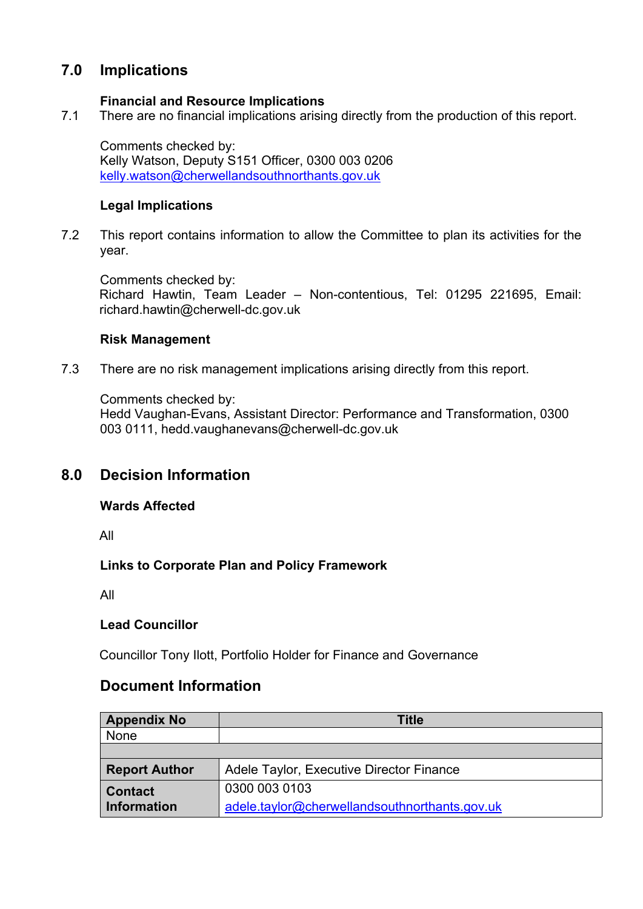## 7.0 Implications

**Financial and Resource Implications**

7.1 There are no financial implications arising directly from the production of this report.

Comments checked by:
Kelly Watson, Deputy S151 Officer, 0300 003 0206
kelly.watson@cherwellandsouthnorthants.gov.uk

**Legal Implications**

7.2 This report contains information to allow the Committee to plan its activities for the year.

Comments checked by:
Richard Hawtin, Team Leader – Non-contentious, Tel: 01295 221695, Email: richard.hawtin@cherwell-dc.gov.uk

**Risk Management**

7.3 There are no risk management implications arising directly from this report.

Comments checked by:
Hedd Vaughan-Evans, Assistant Director: Performance and Transformation, 0300 003 0111, hedd.vaughanevans@cherwell-dc.gov.uk

## 8.0 Decision Information

**Wards Affected**

All

**Links to Corporate Plan and Policy Framework**

All

**Lead Councillor**

Councillor Tony Ilott, Portfolio Holder for Finance and Governance

## Document Information

| Appendix No | Title |
|---|---|
| None | |
| | |
| **Report Author** | Adele Taylor, Executive Director Finance |
| **Contact Information** | 0300 003 0103<br>adele.taylor@cherwellandsouthnorthants.gov.uk |